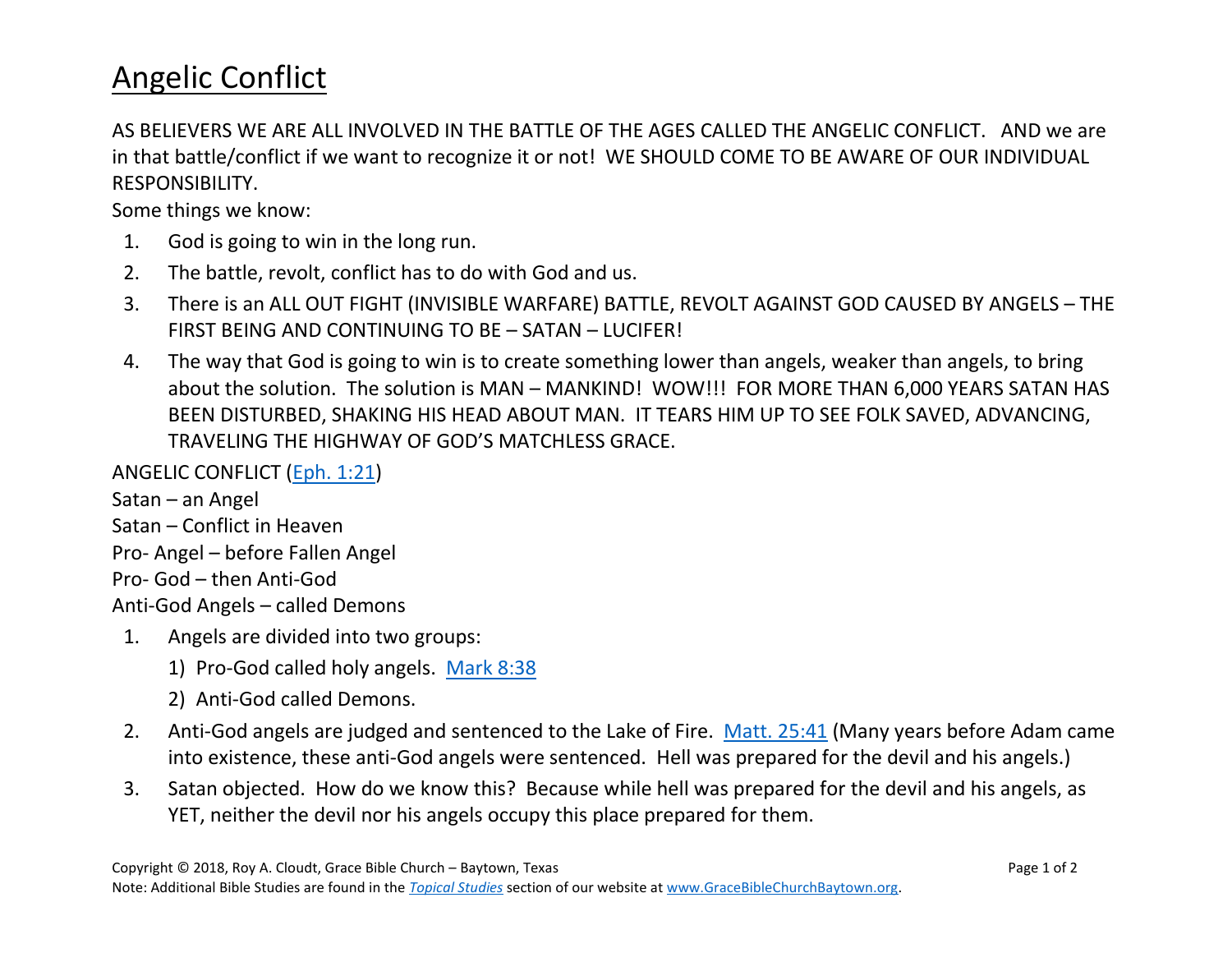# Angelic Conflict

AS BELIEVERS WE ARE ALL INVOLVED IN THE BATTLE OF THE AGES CALLED THE ANGELIC CONFLICT. AND we are in that battle/conflict if we want to recognize it or not! WE SHOULD COME TO BE AWARE OF OUR INDIVIDUAL RESPONSIBILITY.

Some things we know:

1. God is going to win in the long run.
2. The battle, revolt, conflict has to do with God and us.
3. There is an ALL OUT FIGHT (INVISIBLE WARFARE) BATTLE, REVOLT AGAINST GOD CAUSED BY ANGELS – THE FIRST BEING AND CONTINUING TO BE – SATAN – LUCIFER!
4. The way that God is going to win is to create something lower than angels, weaker than angels, to bring about the solution. The solution is MAN – MANKIND! WOW!!! FOR MORE THAN 6,000 YEARS SATAN HAS BEEN DISTURBED, SHAKING HIS HEAD ABOUT MAN. IT TEARS HIM UP TO SEE FOLK SAVED, ADVANCING, TRAVELING THE HIGHWAY OF GOD'S MATCHLESS GRACE.

ANGELIC CONFLICT (Eph. 1:21)
Satan – an Angel
Satan – Conflict in Heaven
Pro- Angel – before Fallen Angel
Pro- God – then Anti-God
Anti-God Angels – called Demons

1. Angels are divided into two groups:
   1) Pro-God called holy angels. Mark 8:38
   2) Anti-God called Demons.
2. Anti-God angels are judged and sentenced to the Lake of Fire. Matt. 25:41 (Many years before Adam came into existence, these anti-God angels were sentenced. Hell was prepared for the devil and his angels.)
3. Satan objected. How do we know this? Because while hell was prepared for the devil and his angels, as YET, neither the devil nor his angels occupy this place prepared for them.

Copyright © 2018, Roy A. Cloudt, Grace Bible Church – Baytown, Texas
Note: Additional Bible Studies are found in the *Topical Studies* section of our website at www.GraceBibleChurchBaytown.org.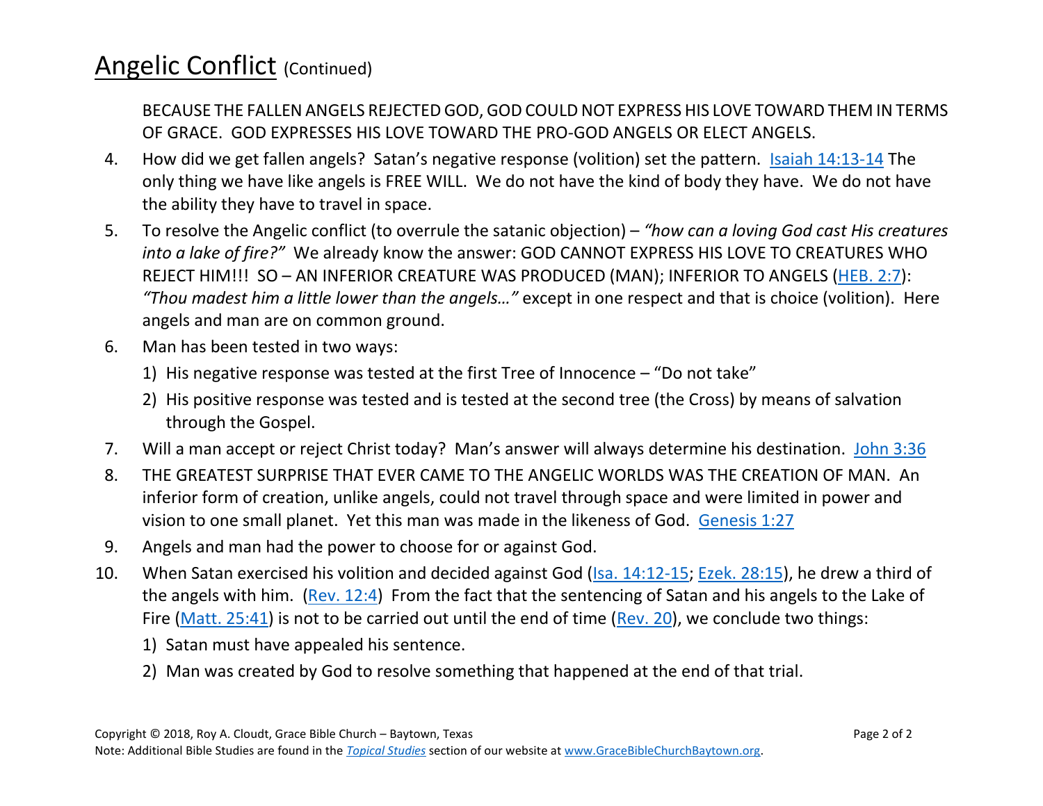# Angelic Conflict (Continued)

BECAUSE THE FALLEN ANGELS REJECTED GOD, GOD COULD NOT EXPRESS HIS LOVE TOWARD THEM IN TERMS OF GRACE. GOD EXPRESSES HIS LOVE TOWARD THE PRO-GOD ANGELS OR ELECT ANGELS.

4. How did we get fallen angels? Satan's negative response (volition) set the pattern. Isaiah 14:13-14 The only thing we have like angels is FREE WILL. We do not have the kind of body they have. We do not have the ability they have to travel in space.
5. To resolve the Angelic conflict (to overrule the satanic objection) – *"how can a loving God cast His creatures into a lake of fire?"* We already know the answer: GOD CANNOT EXPRESS HIS LOVE TO CREATURES WHO REJECT HIM!!! SO – AN INFERIOR CREATURE WAS PRODUCED (MAN); INFERIOR TO ANGELS (HEB. 2:7): *"Thou madest him a little lower than the angels…"* except in one respect and that is choice (volition). Here angels and man are on common ground.
6. Man has been tested in two ways:
   1) His negative response was tested at the first Tree of Innocence – "Do not take"
   2) His positive response was tested and is tested at the second tree (the Cross) by means of salvation through the Gospel.
7. Will a man accept or reject Christ today? Man's answer will always determine his destination. John 3:36
8. THE GREATEST SURPRISE THAT EVER CAME TO THE ANGELIC WORLDS WAS THE CREATION OF MAN. An inferior form of creation, unlike angels, could not travel through space and were limited in power and vision to one small planet. Yet this man was made in the likeness of God. Genesis 1:27
9. Angels and man had the power to choose for or against God.
10. When Satan exercised his volition and decided against God (Isa. 14:12-15; Ezek. 28:15), he drew a third of the angels with him. (Rev. 12:4) From the fact that the sentencing of Satan and his angels to the Lake of Fire (Matt. 25:41) is not to be carried out until the end of time (Rev. 20), we conclude two things:
    1) Satan must have appealed his sentence.
    2) Man was created by God to resolve something that happened at the end of that trial.

Copyright © 2018, Roy A. Cloudt, Grace Bible Church – Baytown, Texas

Note: Additional Bible Studies are found in the *Topical Studies* section of our website at www.GraceBibleChurchBaytown.org.